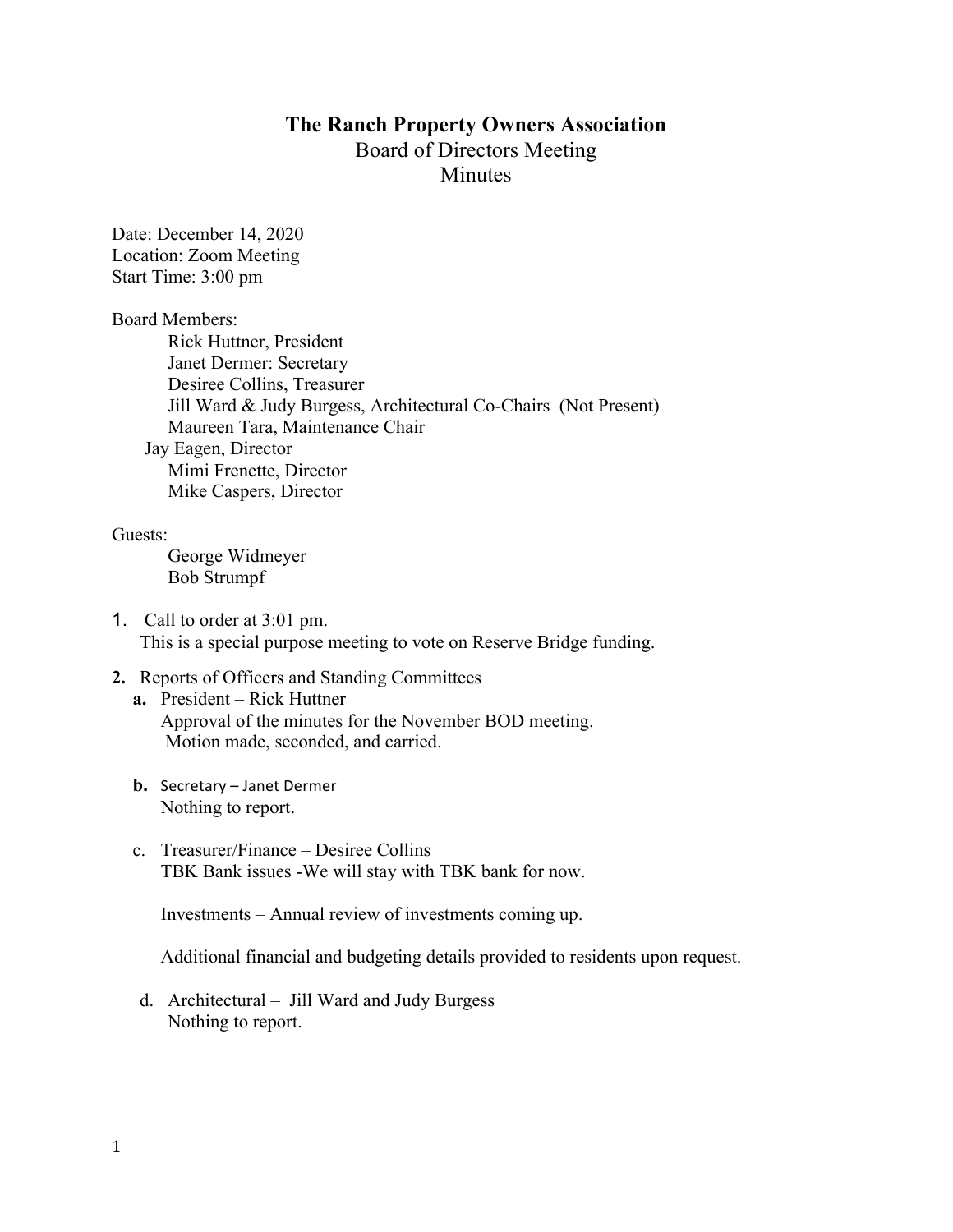# The Ranch Property Owners Association

## Board of Directors Meeting

## Minutes

Date: December 14, 2020
Location: Zoom Meeting
Start Time: 3:00 pm

Board Members:

- Rick Huttner, President
- Janet Dermer: Secretary
- Desiree Collins, Treasurer
- Jill Ward & Judy Burgess, Architectural Co-Chairs (Not Present)
- Maureen Tara, Maintenance Chair
- Jay Eagen, Director
- Mimi Frenette, Director
- Mike Caspers, Director

Guests:

- George Widmeyer
- Bob Strumpf

1. Call to order at 3:01 pm.
   This is a special purpose meeting to vote on Reserve Bridge funding.

2. **Reports of Officers and Standing Committees**
   - **a.** President – Rick Huttner
     Approval of the minutes for the November BOD meeting.
     Motion made, seconded, and carried.

   - **b.** Secretary – Janet Dermer
     Nothing to report.

   - c. Treasurer/Finance – Desiree Collins
     TBK Bank issues -We will stay with TBK bank for now.

     Investments – Annual review of investments coming up.

     Additional financial and budgeting details provided to residents upon request.

   - d. Architectural – Jill Ward and Judy Burgess
     Nothing to report.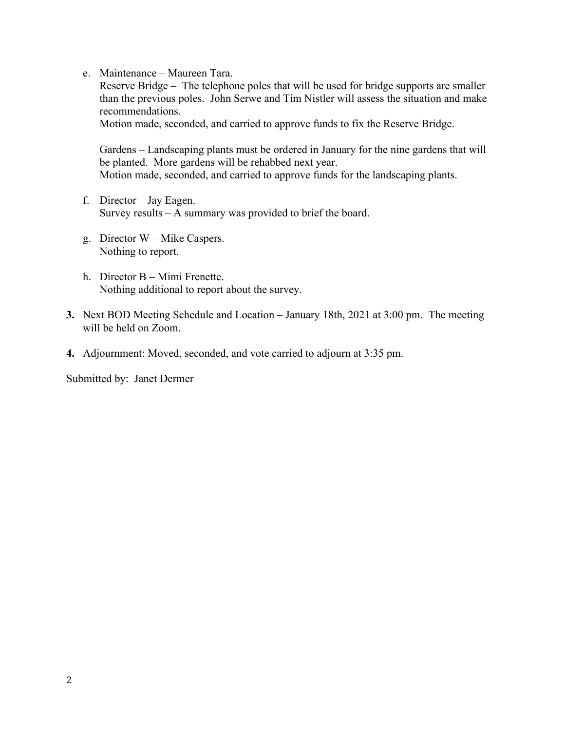e. Maintenance – Maureen Tara.
   Reserve Bridge – The telephone poles that will be used for bridge supports are smaller than the previous poles. John Serwe and Tim Nistler will assess the situation and make recommendations.
   Motion made, seconded, and carried to approve funds to fix the Reserve Bridge.

   Gardens – Landscaping plants must be ordered in January for the nine gardens that will be planted. More gardens will be rehabbed next year.
   Motion made, seconded, and carried to approve funds for the landscaping plants.

f. Director – Jay Eagen.
   Survey results – A summary was provided to brief the board.

g. Director W – Mike Caspers.
   Nothing to report.

h. Director B – Mimi Frenette.
   Nothing additional to report about the survey.

**3.** Next BOD Meeting Schedule and Location – January 18th, 2021 at 3:00 pm. The meeting will be held on Zoom.

**4.** Adjournment: Moved, seconded, and vote carried to adjourn at 3:35 pm.

Submitted by: Janet Dermer